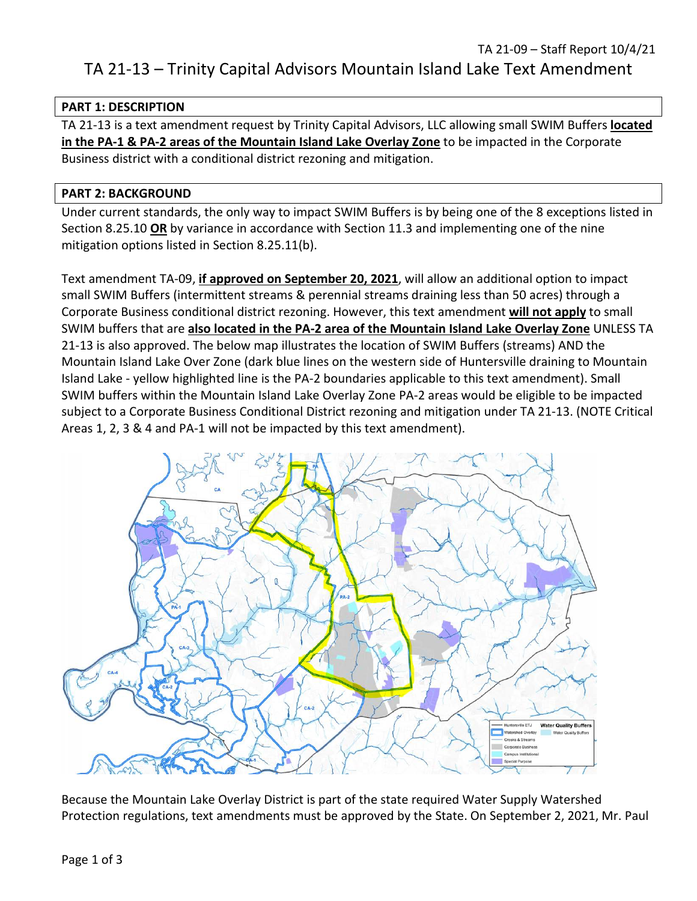TA 21-09 – Staff Report 10/4/21

# TA 21-13 – Trinity Capital Advisors Mountain Island Lake Text Amendment

## PART 1: DESCRIPTION

TA 21-13 is a text amendment request by Trinity Capital Advisors, LLC allowing small SWIM Buffers **located in the PA-1 & PA-2 areas of the Mountain Island Lake Overlay Zone** to be impacted in the Corporate Business district with a conditional district rezoning and mitigation.

## PART 2: BACKGROUND

Under current standards, the only way to impact SWIM Buffers is by being one of the 8 exceptions listed in Section 8.25.10 **OR** by variance in accordance with Section 11.3 and implementing one of the nine mitigation options listed in Section 8.25.11(b).

Text amendment TA-09, **if approved on September 20, 2021**, will allow an additional option to impact small SWIM Buffers (intermittent streams & perennial streams draining less than 50 acres) through a Corporate Business conditional district rezoning. However, this text amendment **will not apply** to small SWIM buffers that are **also located in the PA-2 area of the Mountain Island Lake Overlay Zone** UNLESS TA 21-13 is also approved. The below map illustrates the location of SWIM Buffers (streams) AND the Mountain Island Lake Over Zone (dark blue lines on the western side of Huntersville draining to Mountain Island Lake - yellow highlighted line is the PA-2 boundaries applicable to this text amendment). Small SWIM buffers within the Mountain Island Lake Overlay Zone PA-2 areas would be eligible to be impacted subject to a Corporate Business Conditional District rezoning and mitigation under TA 21-13. (NOTE Critical Areas 1, 2, 3 & 4 and PA-1 will not be impacted by this text amendment).

Because the Mountain Lake Overlay District is part of the state required Water Supply Watershed Protection regulations, text amendments must be approved by the State. On September 2, 2021, Mr. Paul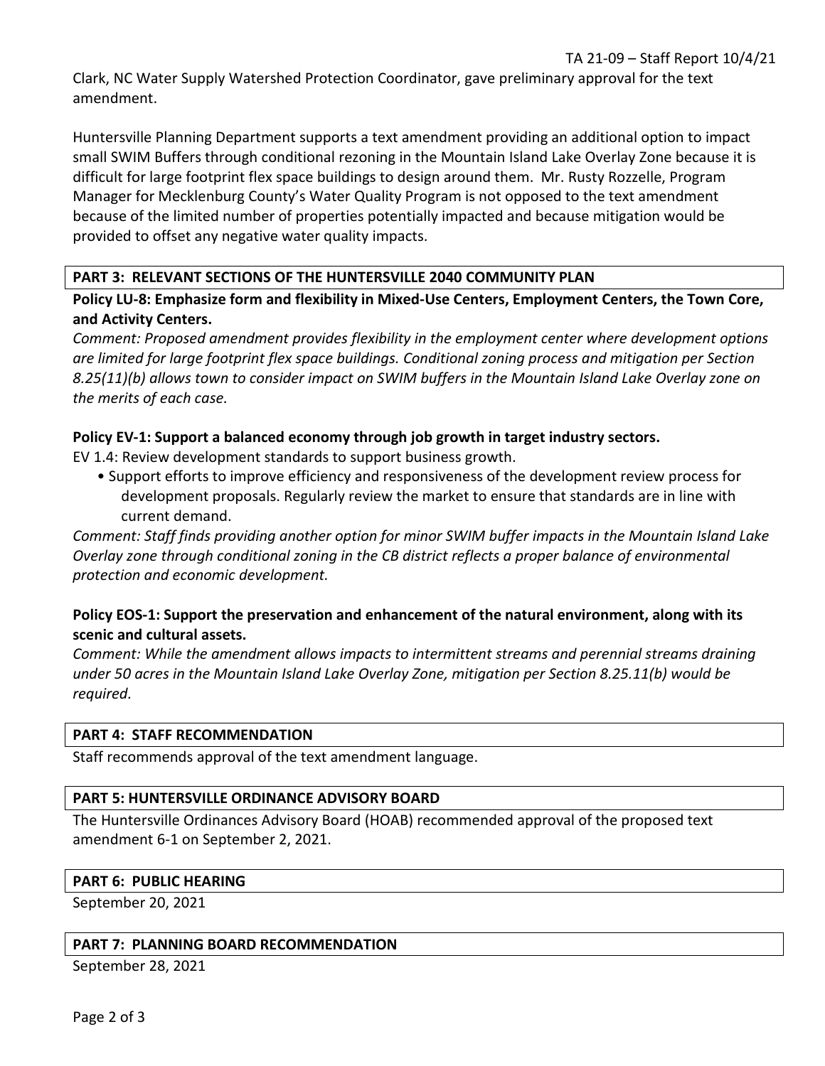Clark, NC Water Supply Watershed Protection Coordinator, gave preliminary approval for the text amendment.

Huntersville Planning Department supports a text amendment providing an additional option to impact small SWIM Buffers through conditional rezoning in the Mountain Island Lake Overlay Zone because it is difficult for large footprint flex space buildings to design around them. Mr. Rusty Rozzelle, Program Manager for Mecklenburg County's Water Quality Program is not opposed to the text amendment because of the limited number of properties potentially impacted and because mitigation would be provided to offset any negative water quality impacts.

## PART 3: RELEVANT SECTIONS OF THE HUNTERSVILLE 2040 COMMUNITY PLAN

**Policy LU-8: Emphasize form and flexibility in Mixed-Use Centers, Employment Centers, the Town Core, and Activity Centers.**

*Comment: Proposed amendment provides flexibility in the employment center where development options are limited for large footprint flex space buildings. Conditional zoning process and mitigation per Section 8.25(11)(b) allows town to consider impact on SWIM buffers in the Mountain Island Lake Overlay zone on the merits of each case.*

**Policy EV-1: Support a balanced economy through job growth in target industry sectors.**

EV 1.4: Review development standards to support business growth.

- Support efforts to improve efficiency and responsiveness of the development review process for development proposals. Regularly review the market to ensure that standards are in line with current demand.

*Comment: Staff finds providing another option for minor SWIM buffer impacts in the Mountain Island Lake Overlay zone through conditional zoning in the CB district reflects a proper balance of environmental protection and economic development.*

**Policy EOS-1: Support the preservation and enhancement of the natural environment, along with its scenic and cultural assets.**

*Comment: While the amendment allows impacts to intermittent streams and perennial streams draining under 50 acres in the Mountain Island Lake Overlay Zone, mitigation per Section 8.25.11(b) would be required.*

## PART 4: STAFF RECOMMENDATION

Staff recommends approval of the text amendment language.

## PART 5: HUNTERSVILLE ORDINANCE ADVISORY BOARD

The Huntersville Ordinances Advisory Board (HOAB) recommended approval of the proposed text amendment 6-1 on September 2, 2021.

## PART 6: PUBLIC HEARING

September 20, 2021

## PART 7: PLANNING BOARD RECOMMENDATION

September 28, 2021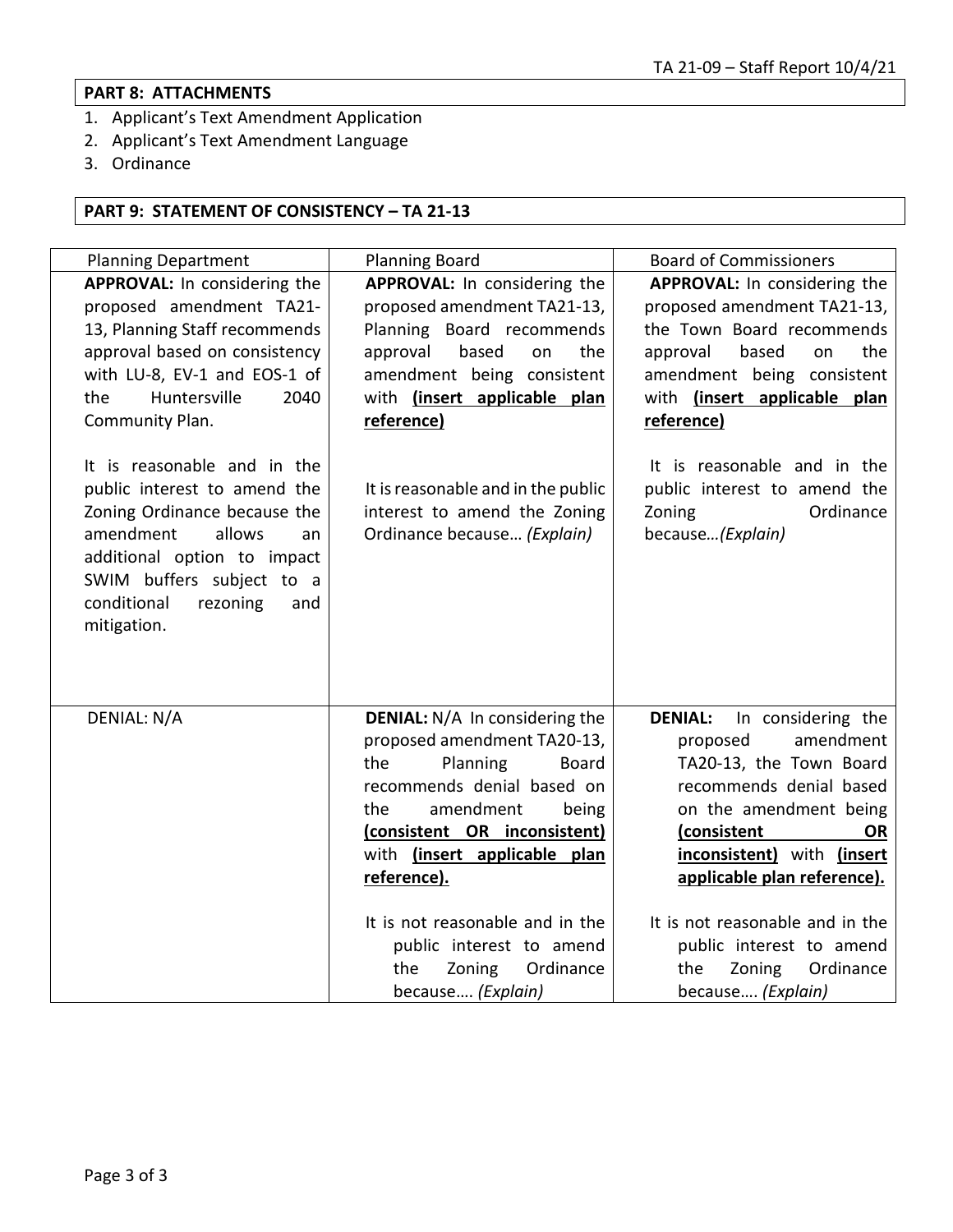**PART 8: ATTACHMENTS**

1. Applicant's Text Amendment Application
2. Applicant's Text Amendment Language
3. Ordinance

**PART 9: STATEMENT OF CONSISTENCY – TA 21-13**

| Planning Department | Planning Board | Board of Commissioners |
|---|---|---|
| **APPROVAL:** In considering the proposed amendment TA21-13, Planning Staff recommends approval based on consistency with LU-8, EV-1 and EOS-1 of the Huntersville 2040 Community Plan.<br><br>It is reasonable and in the public interest to amend the Zoning Ordinance because the amendment allows an additional option to impact SWIM buffers subject to a conditional rezoning and mitigation. | **APPROVAL:** In considering the proposed amendment TA21-13, Planning Board recommends approval based on the amendment being consistent with **(insert applicable plan reference)**<br><br>It is reasonable and in the public interest to amend the Zoning Ordinance because… *(Explain)* | **APPROVAL:** In considering the proposed amendment TA21-13, the Town Board recommends approval based on the amendment being consistent with **(insert applicable plan reference)**<br><br>It is reasonable and in the public interest to amend the Zoning Ordinance because…*(Explain)* |
| DENIAL: N/A | **DENIAL:** N/A In considering the proposed amendment TA20-13, the Planning Board recommends denial based on the amendment being **(consistent OR inconsistent)** with **(insert applicable plan reference).**<br><br>It is not reasonable and in the public interest to amend the Zoning Ordinance because…. *(Explain)* | **DENIAL:** In considering the proposed amendment TA20-13, the Town Board recommends denial based on the amendment being **(consistent OR inconsistent)** with **(insert applicable plan reference).**<br><br>It is not reasonable and in the public interest to amend the Zoning Ordinance because…. *(Explain)* |